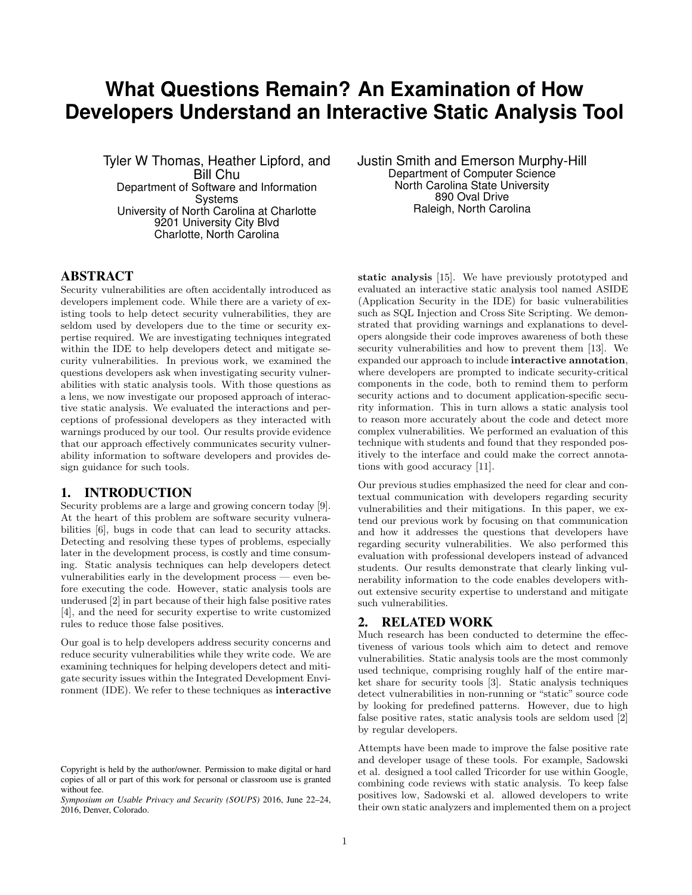// Text-only page: title block, two-column body merged in reading order, no images.
# What Questions Remain? An Examination of How Developers Understand an Interactive Static Analysis Tool

Tyler W Thomas, Heather Lipford, and Bill Chu
Department of Software and Information Systems
University of North Carolina at Charlotte
9201 University City Blvd
Charlotte, North Carolina

Justin Smith and Emerson Murphy-Hill
Department of Computer Science
North Carolina State University
890 Oval Drive
Raleigh, North Carolina

## ABSTRACT

Security vulnerabilities are often accidentally introduced as developers implement code. While there are a variety of existing tools to help detect security vulnerabilities, they are seldom used by developers due to the time or security expertise required. We are investigating techniques integrated within the IDE to help developers detect and mitigate security vulnerabilities. In previous work, we examined the questions developers ask when investigating security vulnerabilities with static analysis tools. With those questions as a lens, we now investigate our proposed approach of interactive static analysis. We evaluated the interactions and perceptions of professional developers as they interacted with warnings produced by our tool. Our results provide evidence that our approach effectively communicates security vulnerability information to software developers and provides design guidance for such tools.

## 1. INTRODUCTION

Security problems are a large and growing concern today [9]. At the heart of this problem are software security vulnerabilities [6], bugs in code that can lead to security attacks. Detecting and resolving these types of problems, especially later in the development process, is costly and time consuming. Static analysis techniques can help developers detect vulnerabilities early in the development process — even before executing the code. However, static analysis tools are underused [2] in part because of their high false positive rates [4], and the need for security expertise to write customized rules to reduce those false positives.

Our goal is to help developers address security concerns and reduce security vulnerabilities while they write code. We are examining techniques for helping developers detect and mitigate security issues within the Integrated Development Environment (IDE). We refer to these techniques as **interactive static analysis** [15]. We have previously prototyped and evaluated an interactive static analysis tool named ASIDE (Application Security in the IDE) for basic vulnerabilities such as SQL Injection and Cross Site Scripting. We demonstrated that providing warnings and explanations to developers alongside their code improves awareness of both these security vulnerabilities and how to prevent them [13]. We expanded our approach to include **interactive annotation**, where developers are prompted to indicate security-critical components in the code, both to remind them to perform security actions and to document application-specific security information. This in turn allows a static analysis tool to reason more accurately about the code and detect more complex vulnerabilities. We performed an evaluation of this technique with students and found that they responded positively to the interface and could make the correct annotations with good accuracy [11].

Our previous studies emphasized the need for clear and contextual communication with developers regarding security vulnerabilities and their mitigations. In this paper, we extend our previous work by focusing on that communication and how it addresses the questions that developers have regarding security vulnerabilities. We also performed this evaluation with professional developers instead of advanced students. Our results demonstrate that clearly linking vulnerability information to the code enables developers without extensive security expertise to understand and mitigate such vulnerabilities.

## 2. RELATED WORK

Much research has been conducted to determine the effectiveness of various tools which aim to detect and remove vulnerabilities. Static analysis tools are the most commonly used technique, comprising roughly half of the entire market share for security tools [3]. Static analysis techniques detect vulnerabilities in non-running or "static" source code by looking for predefined patterns. However, due to high false positive rates, static analysis tools are seldom used [2] by regular developers.

Attempts have been made to improve the false positive rate and developer usage of these tools. For example, Sadowski et al. designed a tool called Tricorder for use within Google, combining code reviews with static analysis. To keep false positives low, Sadowski et al. allowed developers to write their own static analyzers and implemented them on a project

Copyright is held by the author/owner. Permission to make digital or hard copies of all or part of this work for personal or classroom use is granted without fee.
*Symposium on Usable Privacy and Security (SOUPS)* 2016, June 22–24, 2016, Denver, Colorado.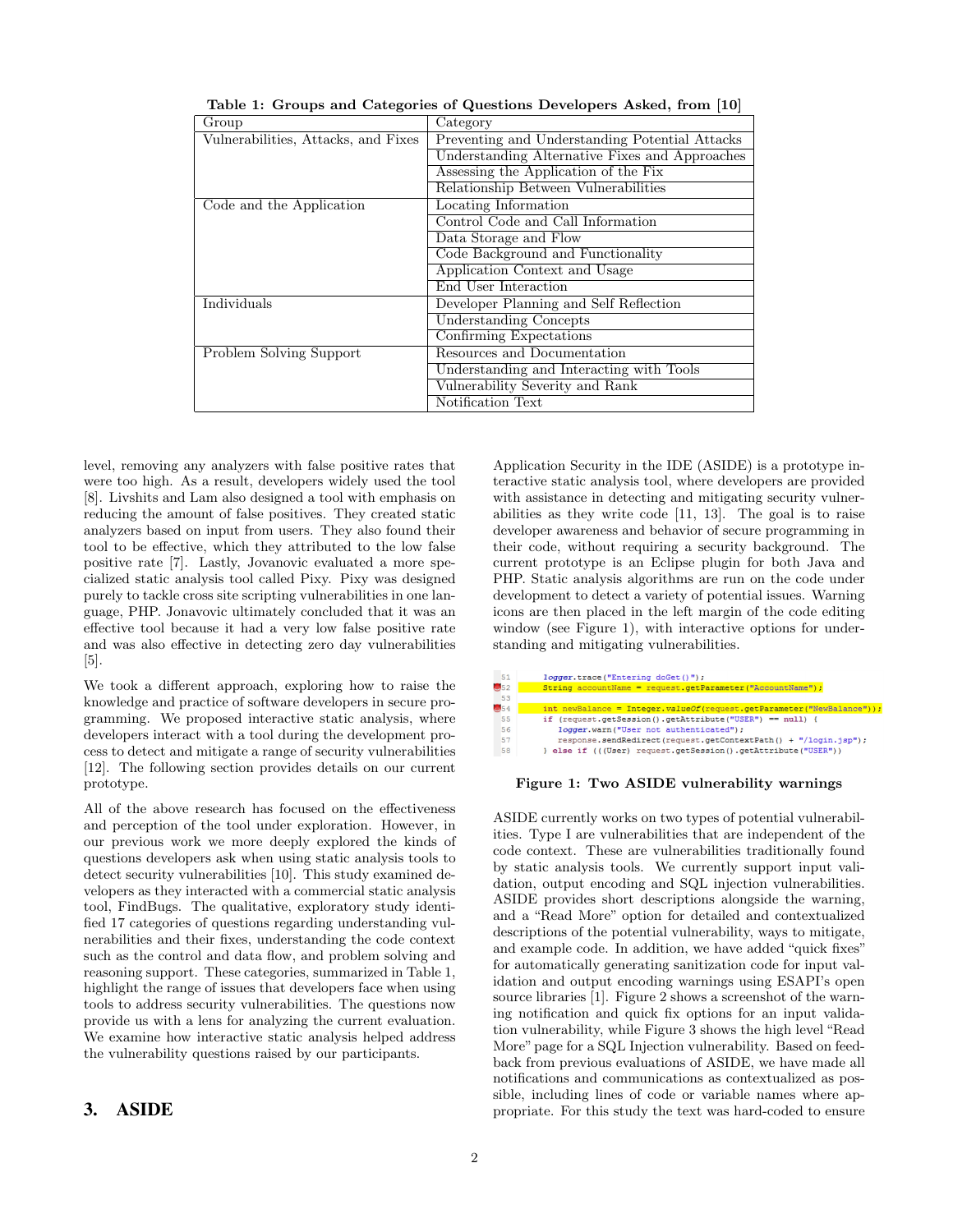**Table 1: Groups and Categories of Questions Developers Asked, from [10]**

| Group | Category |
|---|---|
| Vulnerabilities, Attacks, and Fixes | Preventing and Understanding Potential Attacks |
| | Understanding Alternative Fixes and Approaches |
| | Assessing the Application of the Fix |
| | Relationship Between Vulnerabilities |
| Code and the Application | Locating Information |
| | Control Code and Call Information |
| | Data Storage and Flow |
| | Code Background and Functionality |
| | Application Context and Usage |
| | End User Interaction |
| Individuals | Developer Planning and Self Reflection |
| | Understanding Concepts |
| | Confirming Expectations |
| Problem Solving Support | Resources and Documentation |
| | Understanding and Interacting with Tools |
| | Vulnerability Severity and Rank |
| | Notification Text |

level, removing any analyzers with false positive rates that were too high. As a result, developers widely used the tool [8]. Livshits and Lam also designed a tool with emphasis on reducing the amount of false positives. They created static analyzers based on input from users. They also found their tool to be effective, which they attributed to the low false positive rate [7]. Lastly, Jovanovic evaluated a more specialized static analysis tool called Pixy. Pixy was designed purely to tackle cross site scripting vulnerabilities in one language, PHP. Jonavovic ultimately concluded that it was an effective tool because it had a very low false positive rate and was also effective in detecting zero day vulnerabilities [5].

We took a different approach, exploring how to raise the knowledge and practice of software developers in secure programming. We proposed interactive static analysis, where developers interact with a tool during the development process to detect and mitigate a range of security vulnerabilities [12]. The following section provides details on our current prototype.

All of the above research has focused on the effectiveness and perception of the tool under exploration. However, in our previous work we more deeply explored the kinds of questions developers ask when using static analysis tools to detect security vulnerabilities [10]. This study examined developers as they interacted with a commercial static analysis tool, FindBugs. The qualitative, exploratory study identified 17 categories of questions regarding understanding vulnerabilities and their fixes, understanding the code context such as the control and data flow, and problem solving and reasoning support. These categories, summarized in Table 1, highlight the range of issues that developers face when using tools to address security vulnerabilities. The questions now provide us with a lens for analyzing the current evaluation. We examine how interactive static analysis helped address the vulnerability questions raised by our participants.

## 3. ASIDE

Application Security in the IDE (ASIDE) is a prototype interactive static analysis tool, where developers are provided with assistance in detecting and mitigating security vulnerabilities as they write code [11, 13]. The goal is to raise developer awareness and behavior of secure programming in their code, without requiring a security background. The current prototype is an Eclipse plugin for both Java and PHP. Static analysis algorithms are run on the code under development to detect a variety of potential issues. Warning icons are then placed in the left margin of the code editing window (see Figure 1), with interactive options for understanding and mitigating vulnerabilities.

```
51        logger.trace("Entering doGet()");
52        String accountName = request.getParameter("AccountName");
53
54        int newBalance = Integer.valueOf(request.getParameter("NewBalance"));
55        if (request.getSession().getAttribute("USER") == null) {
56            logger.warn("User not authenticated");
57            response.sendRedirect(request.getContextPath() + "/login.jsp");
58        } else if (((User) request.getSession().getAttribute("USER"))
```

**Figure 1: Two ASIDE vulnerability warnings**

ASIDE currently works on two types of potential vulnerabilities. Type I are vulnerabilities that are independent of the code context. These are vulnerabilities traditionally found by static analysis tools. We currently support input validation, output encoding and SQL injection vulnerabilities. ASIDE provides short descriptions alongside the warning, and a "Read More" option for detailed and contextualized descriptions of the potential vulnerability, ways to mitigate, and example code. In addition, we have added "quick fixes" for automatically generating sanitization code for input validation and output encoding warnings using ESAPI's open source libraries [1]. Figure 2 shows a screenshot of the warning notification and quick fix options for an input validation vulnerability, while Figure 3 shows the high level "Read More" page for a SQL Injection vulnerability. Based on feedback from previous evaluations of ASIDE, we have made all notifications and communications as contextualized as possible, including lines of code or variable names where appropriate. For this study the text was hard-coded to ensure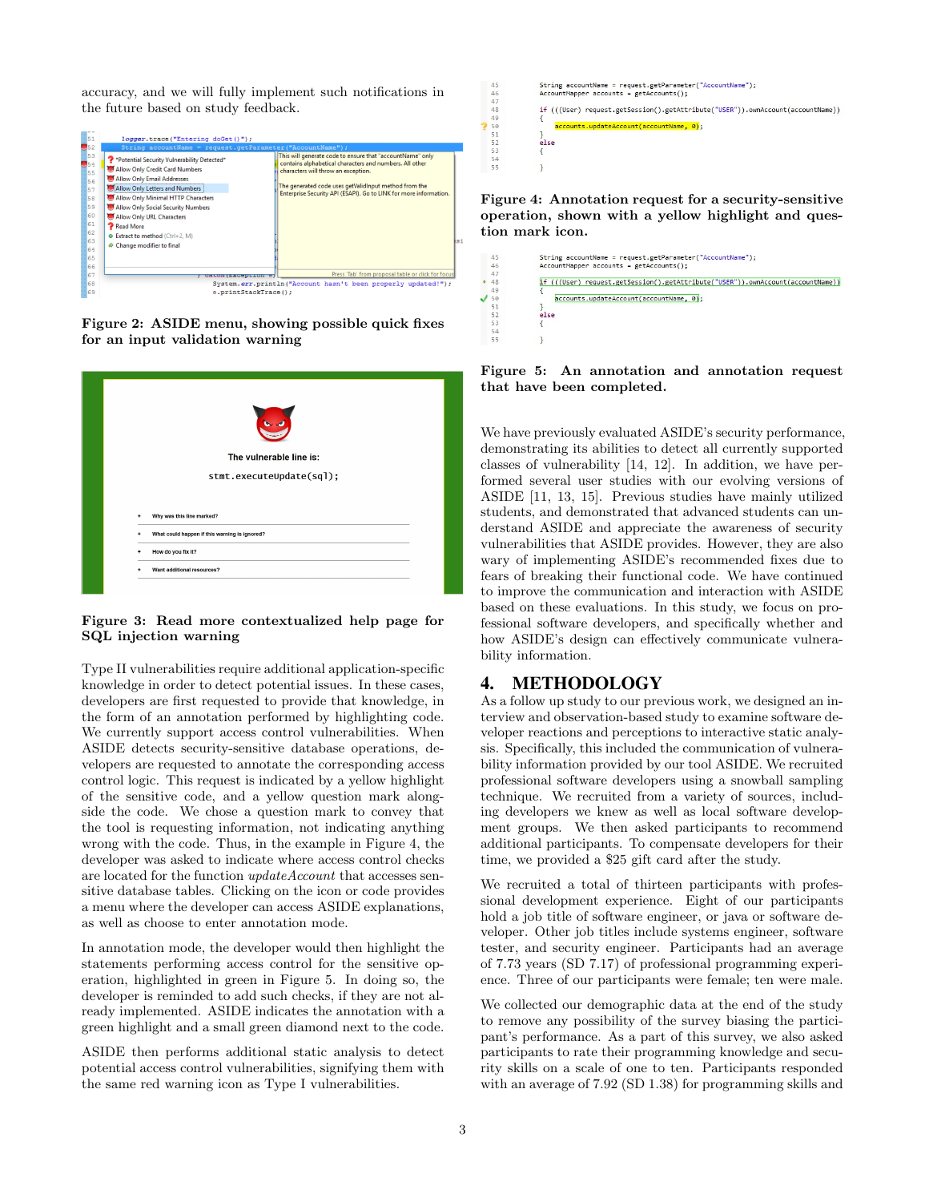accuracy, and we will fully implement such notifications in the future based on study feedback.

**Figure 2: ASIDE menu, showing possible quick fixes for an input validation warning**

**Figure 3: Read more contextualized help page for SQL injection warning**

Type II vulnerabilities require additional application-specific knowledge in order to detect potential issues. In these cases, developers are first requested to provide that knowledge, in the form of an annotation performed by highlighting code. We currently support access control vulnerabilities. When ASIDE detects security-sensitive database operations, developers are requested to annotate the corresponding access control logic. This request is indicated by a yellow highlight of the sensitive code, and a yellow question mark alongside the code. We chose a question mark to convey that the tool is requesting information, not indicating anything wrong with the code. Thus, in the example in Figure 4, the developer was asked to indicate where access control checks are located for the function *updateAccount* that accesses sensitive database tables. Clicking on the icon or code provides a menu where the developer can access ASIDE explanations, as well as choose to enter annotation mode.

In annotation mode, the developer would then highlight the statements performing access control for the sensitive operation, highlighted in green in Figure 5. In doing so, the developer is reminded to add such checks, if they are not already implemented. ASIDE indicates the annotation with a green highlight and a small green diamond next to the code.

ASIDE then performs additional static analysis to detect potential access control vulnerabilities, signifying them with the same red warning icon as Type I vulnerabilities.

**Figure 4: Annotation request for a security-sensitive operation, shown with a yellow highlight and question mark icon.**

**Figure 5: An annotation and annotation request that have been completed.**

We have previously evaluated ASIDE's security performance, demonstrating its abilities to detect all currently supported classes of vulnerability [14, 12]. In addition, we have performed several user studies with our evolving versions of ASIDE [11, 13, 15]. Previous studies have mainly utilized students, and demonstrated that advanced students can understand ASIDE and appreciate the awareness of security vulnerabilities that ASIDE provides. However, they are also wary of implementing ASIDE's recommended fixes due to fears of breaking their functional code. We have continued to improve the communication and interaction with ASIDE based on these evaluations. In this study, we focus on professional software developers, and specifically whether and how ASIDE's design can effectively communicate vulnerability information.

# 4. METHODOLOGY

As a follow up study to our previous work, we designed an interview and observation-based study to examine software developer reactions and perceptions to interactive static analysis. Specifically, this included the communication of vulnerability information provided by our tool ASIDE. We recruited professional software developers using a snowball sampling technique. We recruited from a variety of sources, including developers we knew as well as local software development groups. We then asked participants to recommend additional participants. To compensate developers for their time, we provided a $25 gift card after the study.

We recruited a total of thirteen participants with professional development experience. Eight of our participants hold a job title of software engineer, or java or software developer. Other job titles include systems engineer, software tester, and security engineer. Participants had an average of 7.73 years (SD 7.17) of professional programming experience. Three of our participants were female; ten were male.

We collected our demographic data at the end of the study to remove any possibility of the survey biasing the participant's performance. As a part of this survey, we also asked participants to rate their programming knowledge and security skills on a scale of one to ten. Participants responded with an average of 7.92 (SD 1.38) for programming skills and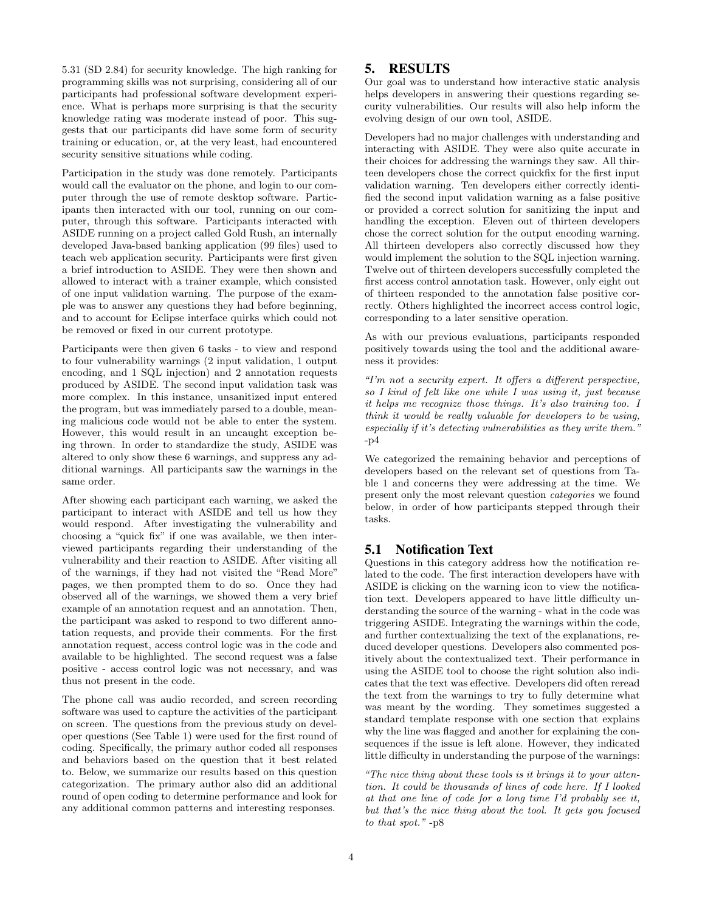5.31 (SD 2.84) for security knowledge. The high ranking for programming skills was not surprising, considering all of our participants had professional software development experience. What is perhaps more surprising is that the security knowledge rating was moderate instead of poor. This suggests that our participants did have some form of security training or education, or, at the very least, had encountered security sensitive situations while coding.

Participation in the study was done remotely. Participants would call the evaluator on the phone, and login to our computer through the use of remote desktop software. Participants then interacted with our tool, running on our computer, through this software. Participants interacted with ASIDE running on a project called Gold Rush, an internally developed Java-based banking application (99 files) used to teach web application security. Participants were first given a brief introduction to ASIDE. They were then shown and allowed to interact with a trainer example, which consisted of one input validation warning. The purpose of the example was to answer any questions they had before beginning, and to account for Eclipse interface quirks which could not be removed or fixed in our current prototype.

Participants were then given 6 tasks - to view and respond to four vulnerability warnings (2 input validation, 1 output encoding, and 1 SQL injection) and 2 annotation requests produced by ASIDE. The second input validation task was more complex. In this instance, unsanitized input entered the program, but was immediately parsed to a double, meaning malicious code would not be able to enter the system. However, this would result in an uncaught exception being thrown. In order to standardize the study, ASIDE was altered to only show these 6 warnings, and suppress any additional warnings. All participants saw the warnings in the same order.

After showing each participant each warning, we asked the participant to interact with ASIDE and tell us how they would respond. After investigating the vulnerability and choosing a "quick fix" if one was available, we then interviewed participants regarding their understanding of the vulnerability and their reaction to ASIDE. After visiting all of the warnings, if they had not visited the "Read More" pages, we then prompted them to do so. Once they had observed all of the warnings, we showed them a very brief example of an annotation request and an annotation. Then, the participant was asked to respond to two different annotation requests, and provide their comments. For the first annotation request, access control logic was in the code and available to be highlighted. The second request was a false positive - access control logic was not necessary, and was thus not present in the code.

The phone call was audio recorded, and screen recording software was used to capture the activities of the participant on screen. The questions from the previous study on developer questions (See Table 1) were used for the first round of coding. Specifically, the primary author coded all responses and behaviors based on the question that it best related to. Below, we summarize our results based on this question categorization. The primary author also did an additional round of open coding to determine performance and look for any additional common patterns and interesting responses.

# 5. RESULTS

Our goal was to understand how interactive static analysis helps developers in answering their questions regarding security vulnerabilities. Our results will also help inform the evolving design of our own tool, ASIDE.

Developers had no major challenges with understanding and interacting with ASIDE. They were also quite accurate in their choices for addressing the warnings they saw. All thirteen developers chose the correct quickfix for the first input validation warning. Ten developers either correctly identified the second input validation warning as a false positive or provided a correct solution for sanitizing the input and handling the exception. Eleven out of thirteen developers chose the correct solution for the output encoding warning. All thirteen developers also correctly discussed how they would implement the solution to the SQL injection warning. Twelve out of thirteen developers successfully completed the first access control annotation task. However, only eight out of thirteen responded to the annotation false positive correctly. Others highlighted the incorrect access control logic, corresponding to a later sensitive operation.

As with our previous evaluations, participants responded positively towards using the tool and the additional awareness it provides:

*"I'm not a security expert. It offers a different perspective, so I kind of felt like one while I was using it, just because it helps me recognize those things. It's also training too. I think it would be really valuable for developers to be using, especially if it's detecting vulnerabilities as they write them."* -p4

We categorized the remaining behavior and perceptions of developers based on the relevant set of questions from Table 1 and concerns they were addressing at the time. We present only the most relevant question *categories* we found below, in order of how participants stepped through their tasks.

## 5.1 Notification Text

Questions in this category address how the notification related to the code. The first interaction developers have with ASIDE is clicking on the warning icon to view the notification text. Developers appeared to have little difficulty understanding the source of the warning - what in the code was triggering ASIDE. Integrating the warnings within the code, and further contextualizing the text of the explanations, reduced developer questions. Developers also commented positively about the contextualized text. Their performance in using the ASIDE tool to choose the right solution also indicates that the text was effective. Developers did often reread the text from the warnings to try to fully determine what was meant by the wording. They sometimes suggested a standard template response with one section that explains why the line was flagged and another for explaining the consequences if the issue is left alone. However, they indicated little difficulty in understanding the purpose of the warnings:

*"The nice thing about these tools is it brings it to your attention. It could be thousands of lines of code here. If I looked at that one line of code for a long time I'd probably see it, but that's the nice thing about the tool. It gets you focused to that spot."* -p8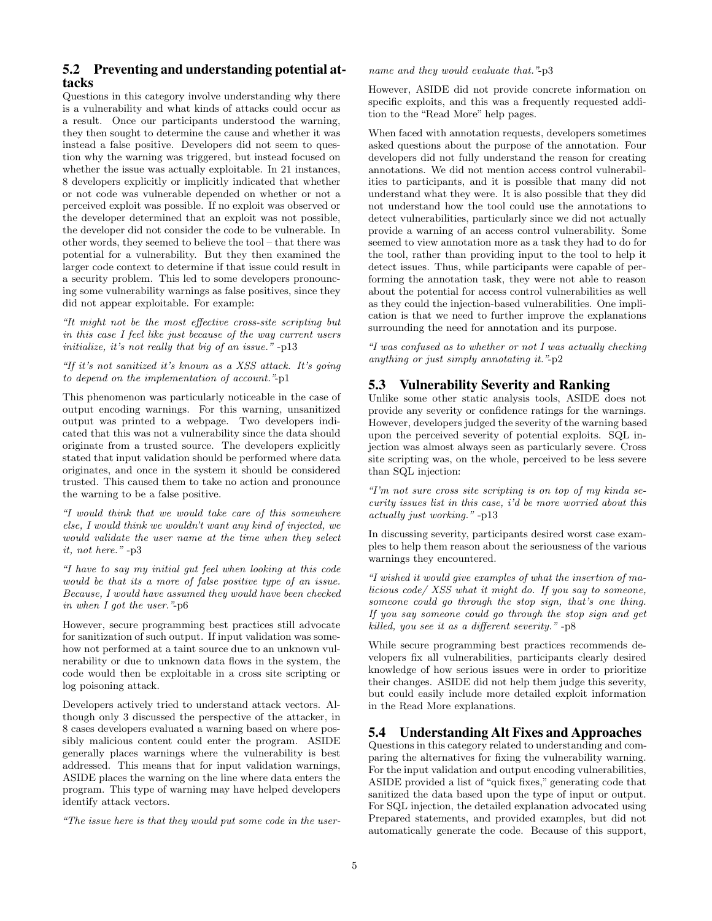## 5.2 Preventing and understanding potential attacks

Questions in this category involve understanding why there is a vulnerability and what kinds of attacks could occur as a result. Once our participants understood the warning, they then sought to determine the cause and whether it was instead a false positive. Developers did not seem to question why the warning was triggered, but instead focused on whether the issue was actually exploitable. In 21 instances, 8 developers explicitly or implicitly indicated that whether or not code was vulnerable depended on whether or not a perceived exploit was possible. If no exploit was observed or the developer determined that an exploit was not possible, the developer did not consider the code to be vulnerable. In other words, they seemed to believe the tool – that there was potential for a vulnerability. But they then examined the larger code context to determine if that issue could result in a security problem. This led to some developers pronouncing some vulnerability warnings as false positives, since they did not appear exploitable. For example:

*"It might not be the most effective cross-site scripting but in this case I feel like just because of the way current users initialize, it's not really that big of an issue."* -p13

*"If it's not sanitized it's known as a XSS attack. It's going to depend on the implementation of account."*-p1

This phenomenon was particularly noticeable in the case of output encoding warnings. For this warning, unsanitized output was printed to a webpage. Two developers indicated that this was not a vulnerability since the data should originate from a trusted source. The developers explicitly stated that input validation should be performed where data originates, and once in the system it should be considered trusted. This caused them to take no action and pronounce the warning to be a false positive.

*"I would think that we would take care of this somewhere else, I would think we wouldn't want any kind of injected, we would validate the user name at the time when they select it, not here."* -p3

*"I have to say my initial gut feel when looking at this code would be that its a more of false positive type of an issue. Because, I would have assumed they would have been checked in when I got the user."*-p6

However, secure programming best practices still advocate for sanitization of such output. If input validation was somehow not performed at a taint source due to an unknown vulnerability or due to unknown data flows in the system, the code would then be exploitable in a cross site scripting or log poisoning attack.

Developers actively tried to understand attack vectors. Although only 3 discussed the perspective of the attacker, in 8 cases developers evaluated a warning based on where possibly malicious content could enter the program. ASIDE generally places warnings where the vulnerability is best addressed. This means that for input validation warnings, ASIDE places the warning on the line where data enters the program. This type of warning may have helped developers identify attack vectors.

*"The issue here is that they would put some code in the username and they would evaluate that."*-p3

However, ASIDE did not provide concrete information on specific exploits, and this was a frequently requested addition to the "Read More" help pages.

When faced with annotation requests, developers sometimes asked questions about the purpose of the annotation. Four developers did not fully understand the reason for creating annotations. We did not mention access control vulnerabilities to participants, and it is possible that many did not understand what they were. It is also possible that they did not understand how the tool could use the annotations to detect vulnerabilities, particularly since we did not actually provide a warning of an access control vulnerability. Some seemed to view annotation more as a task they had to do for the tool, rather than providing input to the tool to help it detect issues. Thus, while participants were capable of performing the annotation task, they were not able to reason about the potential for access control vulnerabilities as well as they could the injection-based vulnerabilities. One implication is that we need to further improve the explanations surrounding the need for annotation and its purpose.

*"I was confused as to whether or not I was actually checking anything or just simply annotating it."*-p2

## 5.3 Vulnerability Severity and Ranking

Unlike some other static analysis tools, ASIDE does not provide any severity or confidence ratings for the warnings. However, developers judged the severity of the warning based upon the perceived severity of potential exploits. SQL injection was almost always seen as particularly severe. Cross site scripting was, on the whole, perceived to be less severe than SQL injection:

*"I'm not sure cross site scripting is on top of my kinda security issues list in this case, i'd be more worried about this actually just working."* -p13

In discussing severity, participants desired worst case examples to help them reason about the seriousness of the various warnings they encountered.

*"I wished it would give examples of what the insertion of malicious code/ XSS what it might do. If you say to someone, someone could go through the stop sign, that's one thing. If you say someone could go through the stop sign and get killed, you see it as a different severity."* -p8

While secure programming best practices recommends developers fix all vulnerabilities, participants clearly desired knowledge of how serious issues were in order to prioritize their changes. ASIDE did not help them judge this severity, but could easily include more detailed exploit information in the Read More explanations.

## 5.4 Understanding Alt Fixes and Approaches

Questions in this category related to understanding and comparing the alternatives for fixing the vulnerability warning. For the input validation and output encoding vulnerabilities, ASIDE provided a list of "quick fixes," generating code that sanitized the data based upon the type of input or output. For SQL injection, the detailed explanation advocated using Prepared statements, and provided examples, but did not automatically generate the code. Because of this support,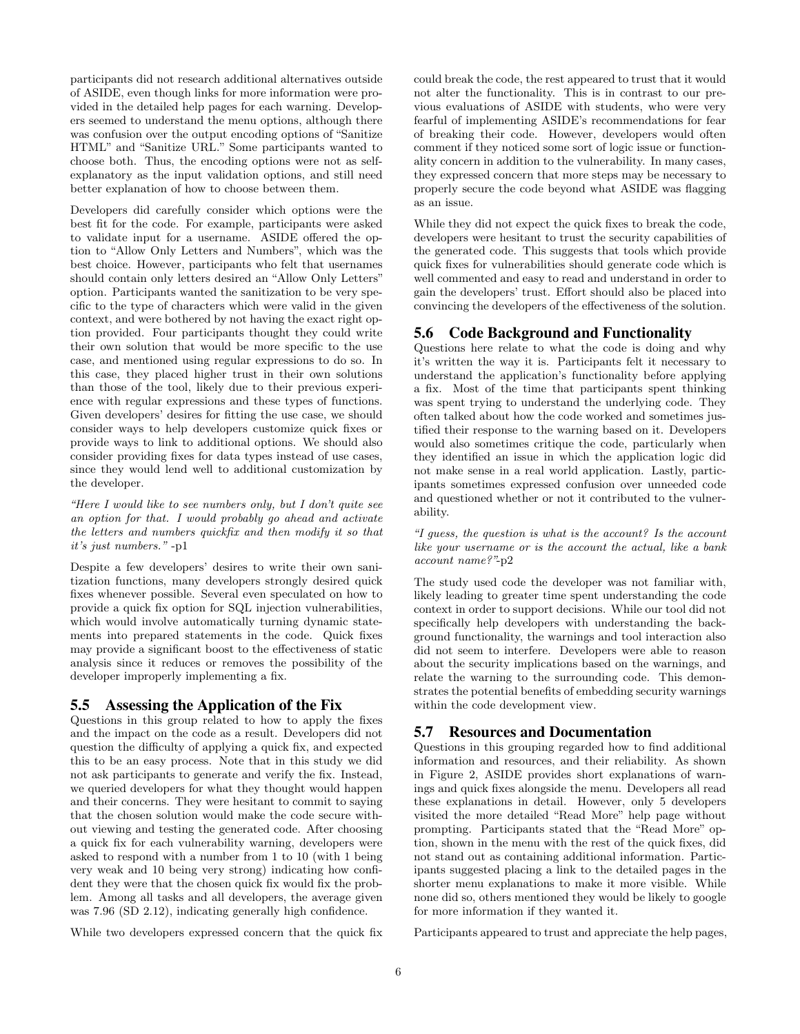participants did not research additional alternatives outside of ASIDE, even though links for more information were provided in the detailed help pages for each warning. Developers seemed to understand the menu options, although there was confusion over the output encoding options of "Sanitize HTML" and "Sanitize URL." Some participants wanted to choose both. Thus, the encoding options were not as self-explanatory as the input validation options, and still need better explanation of how to choose between them.

Developers did carefully consider which options were the best fit for the code. For example, participants were asked to validate input for a username. ASIDE offered the option to "Allow Only Letters and Numbers", which was the best choice. However, participants who felt that usernames should contain only letters desired an "Allow Only Letters" option. Participants wanted the sanitization to be very specific to the type of characters which were valid in the given context, and were bothered by not having the exact right option provided. Four participants thought they could write their own solution that would be more specific to the use case, and mentioned using regular expressions to do so. In this case, they placed higher trust in their own solutions than those of the tool, likely due to their previous experience with regular expressions and these types of functions. Given developers' desires for fitting the use case, we should consider ways to help developers customize quick fixes or provide ways to link to additional options. We should also consider providing fixes for data types instead of use cases, since they would lend well to additional customization by the developer.

*"Here I would like to see numbers only, but I don't quite see an option for that. I would probably go ahead and activate the letters and numbers quickfix and then modify it so that it's just numbers."* -p1

Despite a few developers' desires to write their own sanitization functions, many developers strongly desired quick fixes whenever possible. Several even speculated on how to provide a quick fix option for SQL injection vulnerabilities, which would involve automatically turning dynamic statements into prepared statements in the code. Quick fixes may provide a significant boost to the effectiveness of static analysis since it reduces or removes the possibility of the developer improperly implementing a fix.

## 5.5 Assessing the Application of the Fix

Questions in this group related to how to apply the fixes and the impact on the code as a result. Developers did not question the difficulty of applying a quick fix, and expected this to be an easy process. Note that in this study we did not ask participants to generate and verify the fix. Instead, we queried developers for what they thought would happen and their concerns. They were hesitant to commit to saying that the chosen solution would make the code secure without viewing and testing the generated code. After choosing a quick fix for each vulnerability warning, developers were asked to respond with a number from 1 to 10 (with 1 being very weak and 10 being very strong) indicating how confident they were that the chosen quick fix would fix the problem. Among all tasks and all developers, the average given was 7.96 (SD 2.12), indicating generally high confidence.

While two developers expressed concern that the quick fix could break the code, the rest appeared to trust that it would not alter the functionality. This is in contrast to our previous evaluations of ASIDE with students, who were very fearful of implementing ASIDE's recommendations for fear of breaking their code. However, developers would often comment if they noticed some sort of logic issue or functionality concern in addition to the vulnerability. In many cases, they expressed concern that more steps may be necessary to properly secure the code beyond what ASIDE was flagging as an issue.

While they did not expect the quick fixes to break the code, developers were hesitant to trust the security capabilities of the generated code. This suggests that tools which provide quick fixes for vulnerabilities should generate code which is well commented and easy to read and understand in order to gain the developers' trust. Effort should also be placed into convincing the developers of the effectiveness of the solution.

## 5.6 Code Background and Functionality

Questions here relate to what the code is doing and why it's written the way it is. Participants felt it necessary to understand the application's functionality before applying a fix. Most of the time that participants spent thinking was spent trying to understand the underlying code. They often talked about how the code worked and sometimes justified their response to the warning based on it. Developers would also sometimes critique the code, particularly when they identified an issue in which the application logic did not make sense in a real world application. Lastly, participants sometimes expressed confusion over unneeded code and questioned whether or not it contributed to the vulnerability.

*"I guess, the question is what is the account? Is the account like your username or is the account the actual, like a bank account name?"*-p2

The study used code the developer was not familiar with, likely leading to greater time spent understanding the code context in order to support decisions. While our tool did not specifically help developers with understanding the background functionality, the warnings and tool interaction also did not seem to interfere. Developers were able to reason about the security implications based on the warnings, and relate the warning to the surrounding code. This demonstrates the potential benefits of embedding security warnings within the code development view.

## 5.7 Resources and Documentation

Questions in this grouping regarded how to find additional information and resources, and their reliability. As shown in Figure 2, ASIDE provides short explanations of warnings and quick fixes alongside the menu. Developers all read these explanations in detail. However, only 5 developers visited the more detailed "Read More" help page without prompting. Participants stated that the "Read More" option, shown in the menu with the rest of the quick fixes, did not stand out as containing additional information. Participants suggested placing a link to the detailed pages in the shorter menu explanations to make it more visible. While none did so, others mentioned they would be likely to google for more information if they wanted it.

Participants appeared to trust and appreciate the help pages,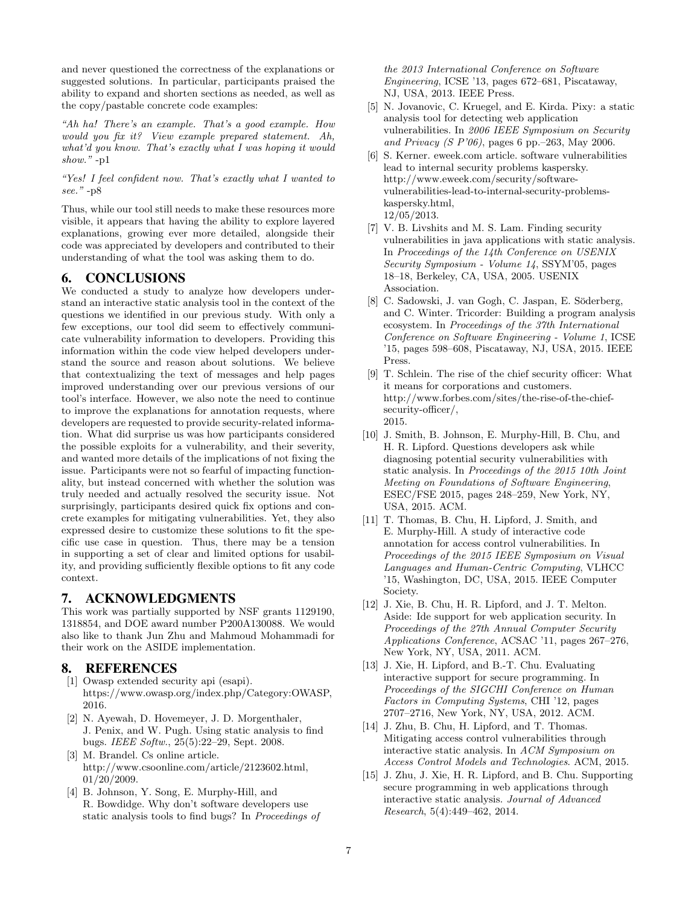and never questioned the correctness of the explanations or suggested solutions. In particular, participants praised the ability to expand and shorten sections as needed, as well as the copy/pastable concrete code examples:

*"Ah ha! There's an example. That's a good example. How would you fix it? View example prepared statement. Ah, what'd you know. That's exactly what I was hoping it would show."* -p1

*"Yes! I feel confident now. That's exactly what I wanted to see."* -p8

Thus, while our tool still needs to make these resources more visible, it appears that having the ability to explore layered explanations, growing ever more detailed, alongside their code was appreciated by developers and contributed to their understanding of what the tool was asking them to do.

## 6. CONCLUSIONS

We conducted a study to analyze how developers understand an interactive static analysis tool in the context of the questions we identified in our previous study. With only a few exceptions, our tool did seem to effectively communicate vulnerability information to developers. Providing this information within the code view helped developers understand the source and reason about solutions. We believe that contextualizing the text of messages and help pages improved understanding over our previous versions of our tool's interface. However, we also note the need to continue to improve the explanations for annotation requests, where developers are requested to provide security-related information. What did surprise us was how participants considered the possible exploits for a vulnerability, and their severity, and wanted more details of the implications of not fixing the issue. Participants were not so fearful of impacting functionality, but instead concerned with whether the solution was truly needed and actually resolved the security issue. Not surprisingly, participants desired quick fix options and concrete examples for mitigating vulnerabilities. Yet, they also expressed desire to customize these solutions to fit the specific use case in question. Thus, there may be a tension in supporting a set of clear and limited options for usability, and providing sufficiently flexible options to fit any code context.

## 7. ACKNOWLEDGMENTS

This work was partially supported by NSF grants 1129190, 1318854, and DOE award number P200A130088. We would also like to thank Jun Zhu and Mahmoud Mohammadi for their work on the ASIDE implementation.

## 8. REFERENCES

[1] Owasp extended security api (esapi). https://www.owasp.org/index.php/Category:OWASP, 2016.

[2] N. Ayewah, D. Hovemeyer, J. D. Morgenthaler, J. Penix, and W. Pugh. Using static analysis to find bugs. *IEEE Softw.*, 25(5):22–29, Sept. 2008.

[3] M. Brandel. Cs online article. http://www.csoonline.com/article/2123602.html, 01/20/2009.

[4] B. Johnson, Y. Song, E. Murphy-Hill, and R. Bowdidge. Why don't software developers use static analysis tools to find bugs? In *Proceedings of the 2013 International Conference on Software Engineering*, ICSE '13, pages 672–681, Piscataway, NJ, USA, 2013. IEEE Press.

[5] N. Jovanovic, C. Kruegel, and E. Kirda. Pixy: a static analysis tool for detecting web application vulnerabilities. In *2006 IEEE Symposium on Security and Privacy (S P'06)*, pages 6 pp.–263, May 2006.

[6] S. Kerner. eweek.com article. software vulnerabilities lead to internal security problems kaspersky. http://www.eweek.com/security/software-vulnerabilities-lead-to-internal-security-problems-kaspersky.html, 12/05/2013.

[7] V. B. Livshits and M. S. Lam. Finding security vulnerabilities in java applications with static analysis. In *Proceedings of the 14th Conference on USENIX Security Symposium - Volume 14*, SSYM'05, pages 18–18, Berkeley, CA, USA, 2005. USENIX Association.

[8] C. Sadowski, J. van Gogh, C. Jaspan, E. Söderberg, and C. Winter. Tricorder: Building a program analysis ecosystem. In *Proceedings of the 37th International Conference on Software Engineering - Volume 1*, ICSE '15, pages 598–608, Piscataway, NJ, USA, 2015. IEEE Press.

[9] T. Schlein. The rise of the chief security officer: What it means for corporations and customers. http://www.forbes.com/sites/the-rise-of-the-chief-security-officer/, 2015.

[10] J. Smith, B. Johnson, E. Murphy-Hill, B. Chu, and H. R. Lipford. Questions developers ask while diagnosing potential security vulnerabilities with static analysis. In *Proceedings of the 2015 10th Joint Meeting on Foundations of Software Engineering*, ESEC/FSE 2015, pages 248–259, New York, NY, USA, 2015. ACM.

[11] T. Thomas, B. Chu, H. Lipford, J. Smith, and E. Murphy-Hill. A study of interactive code annotation for access control vulnerabilities. In *Proceedings of the 2015 IEEE Symposium on Visual Languages and Human-Centric Computing*, VLHCC '15, Washington, DC, USA, 2015. IEEE Computer Society.

[12] J. Xie, B. Chu, H. R. Lipford, and J. T. Melton. Aside: Ide support for web application security. In *Proceedings of the 27th Annual Computer Security Applications Conference*, ACSAC '11, pages 267–276, New York, NY, USA, 2011. ACM.

[13] J. Xie, H. Lipford, and B.-T. Chu. Evaluating interactive support for secure programming. In *Proceedings of the SIGCHI Conference on Human Factors in Computing Systems*, CHI '12, pages 2707–2716, New York, NY, USA, 2012. ACM.

[14] J. Zhu, B. Chu, H. Lipford, and T. Thomas. Mitigating access control vulnerabilities through interactive static analysis. In *ACM Symposium on Access Control Models and Technologies*. ACM, 2015.

[15] J. Zhu, J. Xie, H. R. Lipford, and B. Chu. Supporting secure programming in web applications through interactive static analysis. *Journal of Advanced Research*, 5(4):449–462, 2014.